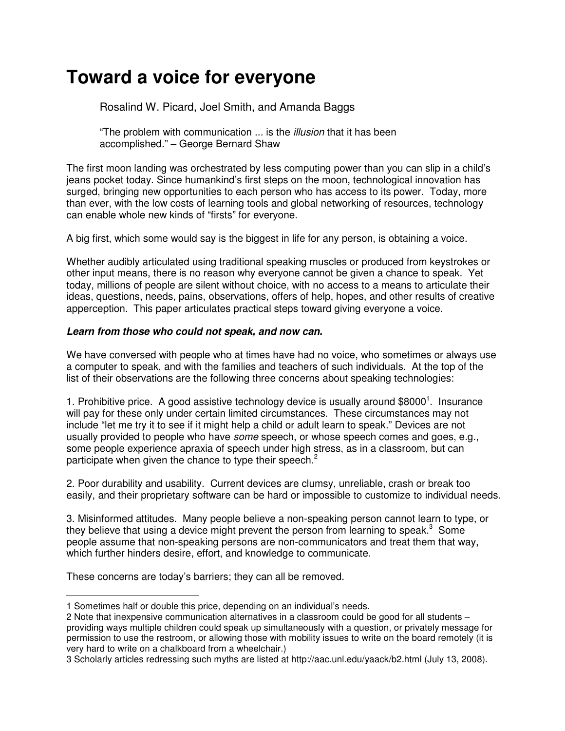# Toward a voice for everyone

Rosalind W. Picard, Joel Smith, and Amanda Baggs

"The problem with communication ... is the *illusion* that it has been accomplished." – George Bernard Shaw

The first moon landing was orchestrated by less computing power than you can slip in a child's jeans pocket today. Since humankind's first steps on the moon, technological innovation has surged, bringing new opportunities to each person who has access to its power. Today, more than ever, with the low costs of learning tools and global networking of resources, technology can enable whole new kinds of "firsts" for everyone.

A big first, which some would say is the biggest in life for any person, is obtaining a voice.

Whether audibly articulated using traditional speaking muscles or produced from keystrokes or other input means, there is no reason why everyone cannot be given a chance to speak. Yet today, millions of people are silent without choice, with no access to a means to articulate their ideas, questions, needs, pains, observations, offers of help, hopes, and other results of creative apperception. This paper articulates practical steps toward giving everyone a voice.

***Learn from those who could not speak, and now can.***

We have conversed with people who at times have had no voice, who sometimes or always use a computer to speak, and with the families and teachers of such individuals. At the top of the list of their observations are the following three concerns about speaking technologies:

1. Prohibitive price. A good assistive technology device is usually around $8000[1]. Insurance will pay for these only under certain limited circumstances. These circumstances may not include "let me try it to see if it might help a child or adult learn to speak." Devices are not usually provided to people who have *some* speech, or whose speech comes and goes, e.g., some people experience apraxia of speech under high stress, as in a classroom, but can participate when given the chance to type their speech.[2]

2. Poor durability and usability. Current devices are clumsy, unreliable, crash or break too easily, and their proprietary software can be hard or impossible to customize to individual needs.

3. Misinformed attitudes. Many people believe a non-speaking person cannot learn to type, or they believe that using a device might prevent the person from learning to speak.[3] Some people assume that non-speaking persons are non-communicators and treat them that way, which further hinders desire, effort, and knowledge to communicate.

These concerns are today's barriers; they can all be removed.

---

1 Sometimes half or double this price, depending on an individual's needs.

2 Note that inexpensive communication alternatives in a classroom could be good for all students – providing ways multiple children could speak up simultaneously with a question, or privately message for permission to use the restroom, or allowing those with mobility issues to write on the board remotely (it is very hard to write on a chalkboard from a wheelchair.)

3 Scholarly articles redressing such myths are listed at http://aac.unl.edu/yaack/b2.html (July 13, 2008).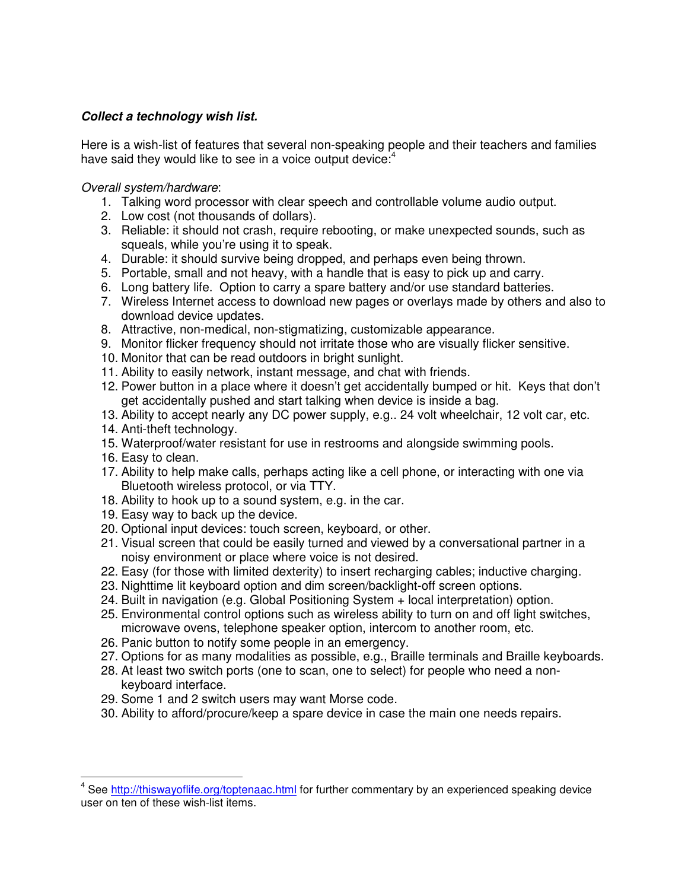***Collect a technology wish list.***

Here is a wish-list of features that several non-speaking people and their teachers and families have said they would like to see in a voice output device:[4]

*Overall system/hardware*:

1. Talking word processor with clear speech and controllable volume audio output.
2. Low cost (not thousands of dollars).
3. Reliable: it should not crash, require rebooting, or make unexpected sounds, such as squeals, while you're using it to speak.
4. Durable: it should survive being dropped, and perhaps even being thrown.
5. Portable, small and not heavy, with a handle that is easy to pick up and carry.
6. Long battery life. Option to carry a spare battery and/or use standard batteries.
7. Wireless Internet access to download new pages or overlays made by others and also to download device updates.
8. Attractive, non-medical, non-stigmatizing, customizable appearance.
9. Monitor flicker frequency should not irritate those who are visually flicker sensitive.
10. Monitor that can be read outdoors in bright sunlight.
11. Ability to easily network, instant message, and chat with friends.
12. Power button in a place where it doesn't get accidentally bumped or hit. Keys that don't get accidentally pushed and start talking when device is inside a bag.
13. Ability to accept nearly any DC power supply, e.g.. 24 volt wheelchair, 12 volt car, etc.
14. Anti-theft technology.
15. Waterproof/water resistant for use in restrooms and alongside swimming pools.
16. Easy to clean.
17. Ability to help make calls, perhaps acting like a cell phone, or interacting with one via Bluetooth wireless protocol, or via TTY.
18. Ability to hook up to a sound system, e.g. in the car.
19. Easy way to back up the device.
20. Optional input devices: touch screen, keyboard, or other.
21. Visual screen that could be easily turned and viewed by a conversational partner in a noisy environment or place where voice is not desired.
22. Easy (for those with limited dexterity) to insert recharging cables; inductive charging.
23. Nighttime lit keyboard option and dim screen/backlight-off screen options.
24. Built in navigation (e.g. Global Positioning System + local interpretation) option.
25. Environmental control options such as wireless ability to turn on and off light switches, microwave ovens, telephone speaker option, intercom to another room, etc.
26. Panic button to notify some people in an emergency.
27. Options for as many modalities as possible, e.g., Braille terminals and Braille keyboards.
28. At least two switch ports (one to scan, one to select) for people who need a non-keyboard interface.
29. Some 1 and 2 switch users may want Morse code.
30. Ability to afford/procure/keep a spare device in case the main one needs repairs.

---

[4] See http://thiswayoflife.org/toptenaac.html for further commentary by an experienced speaking device user on ten of these wish-list items.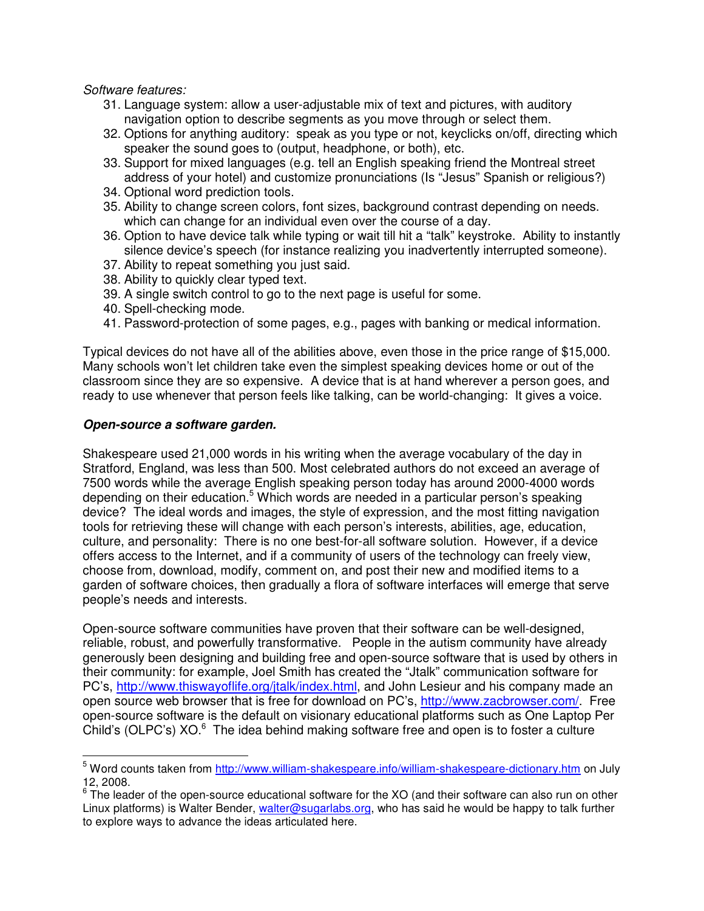*Software features:*

31. Language system: allow a user-adjustable mix of text and pictures, with auditory navigation option to describe segments as you move through or select them.
32. Options for anything auditory: speak as you type or not, keyclicks on/off, directing which speaker the sound goes to (output, headphone, or both), etc.
33. Support for mixed languages (e.g. tell an English speaking friend the Montreal street address of your hotel) and customize pronunciations (Is "Jesus" Spanish or religious?)
34. Optional word prediction tools.
35. Ability to change screen colors, font sizes, background contrast depending on needs. which can change for an individual even over the course of a day.
36. Option to have device talk while typing or wait till hit a "talk" keystroke. Ability to instantly silence device's speech (for instance realizing you inadvertently interrupted someone).
37. Ability to repeat something you just said.
38. Ability to quickly clear typed text.
39. A single switch control to go to the next page is useful for some.
40. Spell-checking mode.
41. Password-protection of some pages, e.g., pages with banking or medical information.

Typical devices do not have all of the abilities above, even those in the price range of $15,000. Many schools won't let children take even the simplest speaking devices home or out of the classroom since they are so expensive. A device that is at hand wherever a person goes, and ready to use whenever that person feels like talking, can be world-changing: It gives a voice.

***Open-source a software garden.***

Shakespeare used 21,000 words in his writing when the average vocabulary of the day in Stratford, England, was less than 500. Most celebrated authors do not exceed an average of 7500 words while the average English speaking person today has around 2000-4000 words depending on their education.[5] Which words are needed in a particular person's speaking device? The ideal words and images, the style of expression, and the most fitting navigation tools for retrieving these will change with each person's interests, abilities, age, education, culture, and personality: There is no one best-for-all software solution. However, if a device offers access to the Internet, and if a community of users of the technology can freely view, choose from, download, modify, comment on, and post their new and modified items to a garden of software choices, then gradually a flora of software interfaces will emerge that serve people's needs and interests.

Open-source software communities have proven that their software can be well-designed, reliable, robust, and powerfully transformative. People in the autism community have already generously been designing and building free and open-source software that is used by others in their community: for example, Joel Smith has created the "Jtalk" communication software for PC's, http://www.thiswayoflife.org/jtalk/index.html, and John Lesieur and his company made an open source web browser that is free for download on PC's, http://www.zacbrowser.com/. Free open-source software is the default on visionary educational platforms such as One Laptop Per Child's (OLPC's) XO.[6] The idea behind making software free and open is to foster a culture

---

[5] Word counts taken from http://www.william-shakespeare.info/william-shakespeare-dictionary.htm on July 12, 2008.

[6] The leader of the open-source educational software for the XO (and their software can also run on other Linux platforms) is Walter Bender, walter@sugarlabs.org, who has said he would be happy to talk further to explore ways to advance the ideas articulated here.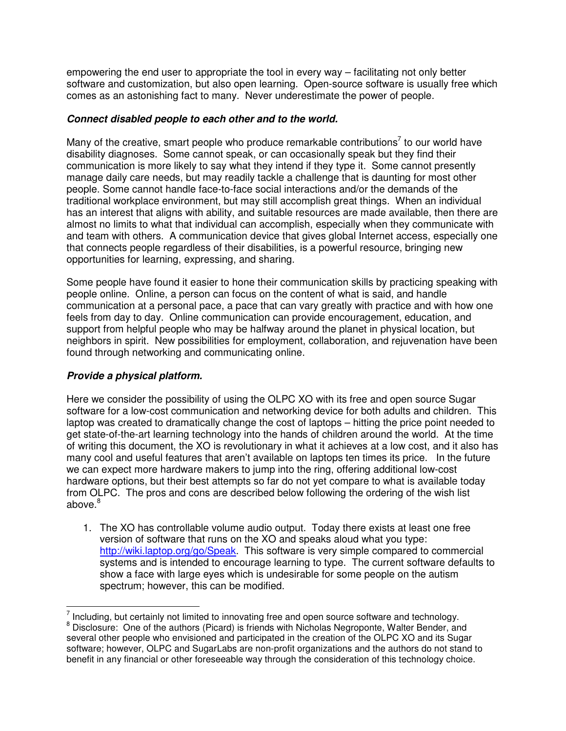empowering the end user to appropriate the tool in every way – facilitating not only better software and customization, but also open learning. Open-source software is usually free which comes as an astonishing fact to many. Never underestimate the power of people.

***Connect disabled people to each other and to the world.***

Many of the creative, smart people who produce remarkable contributions[7] to our world have disability diagnoses. Some cannot speak, or can occasionally speak but they find their communication is more likely to say what they intend if they type it. Some cannot presently manage daily care needs, but may readily tackle a challenge that is daunting for most other people. Some cannot handle face-to-face social interactions and/or the demands of the traditional workplace environment, but may still accomplish great things. When an individual has an interest that aligns with ability, and suitable resources are made available, then there are almost no limits to what that individual can accomplish, especially when they communicate with and team with others. A communication device that gives global Internet access, especially one that connects people regardless of their disabilities, is a powerful resource, bringing new opportunities for learning, expressing, and sharing.

Some people have found it easier to hone their communication skills by practicing speaking with people online. Online, a person can focus on the content of what is said, and handle communication at a personal pace, a pace that can vary greatly with practice and with how one feels from day to day. Online communication can provide encouragement, education, and support from helpful people who may be halfway around the planet in physical location, but neighbors in spirit. New possibilities for employment, collaboration, and rejuvenation have been found through networking and communicating online.

***Provide a physical platform.***

Here we consider the possibility of using the OLPC XO with its free and open source Sugar software for a low-cost communication and networking device for both adults and children. This laptop was created to dramatically change the cost of laptops – hitting the price point needed to get state-of-the-art learning technology into the hands of children around the world. At the time of writing this document, the XO is revolutionary in what it achieves at a low cost, and it also has many cool and useful features that aren't available on laptops ten times its price. In the future we can expect more hardware makers to jump into the ring, offering additional low-cost hardware options, but their best attempts so far do not yet compare to what is available today from OLPC. The pros and cons are described below following the ordering of the wish list above.[8]

1. The XO has controllable volume audio output. Today there exists at least one free version of software that runs on the XO and speaks aloud what you type: http://wiki.laptop.org/go/Speak. This software is very simple compared to commercial systems and is intended to encourage learning to type. The current software defaults to show a face with large eyes which is undesirable for some people on the autism spectrum; however, this can be modified.

---

[7] Including, but certainly not limited to innovating free and open source software and technology.

[8] Disclosure: One of the authors (Picard) is friends with Nicholas Negroponte, Walter Bender, and several other people who envisioned and participated in the creation of the OLPC XO and its Sugar software; however, OLPC and SugarLabs are non-profit organizations and the authors do not stand to benefit in any financial or other foreseeable way through the consideration of this technology choice.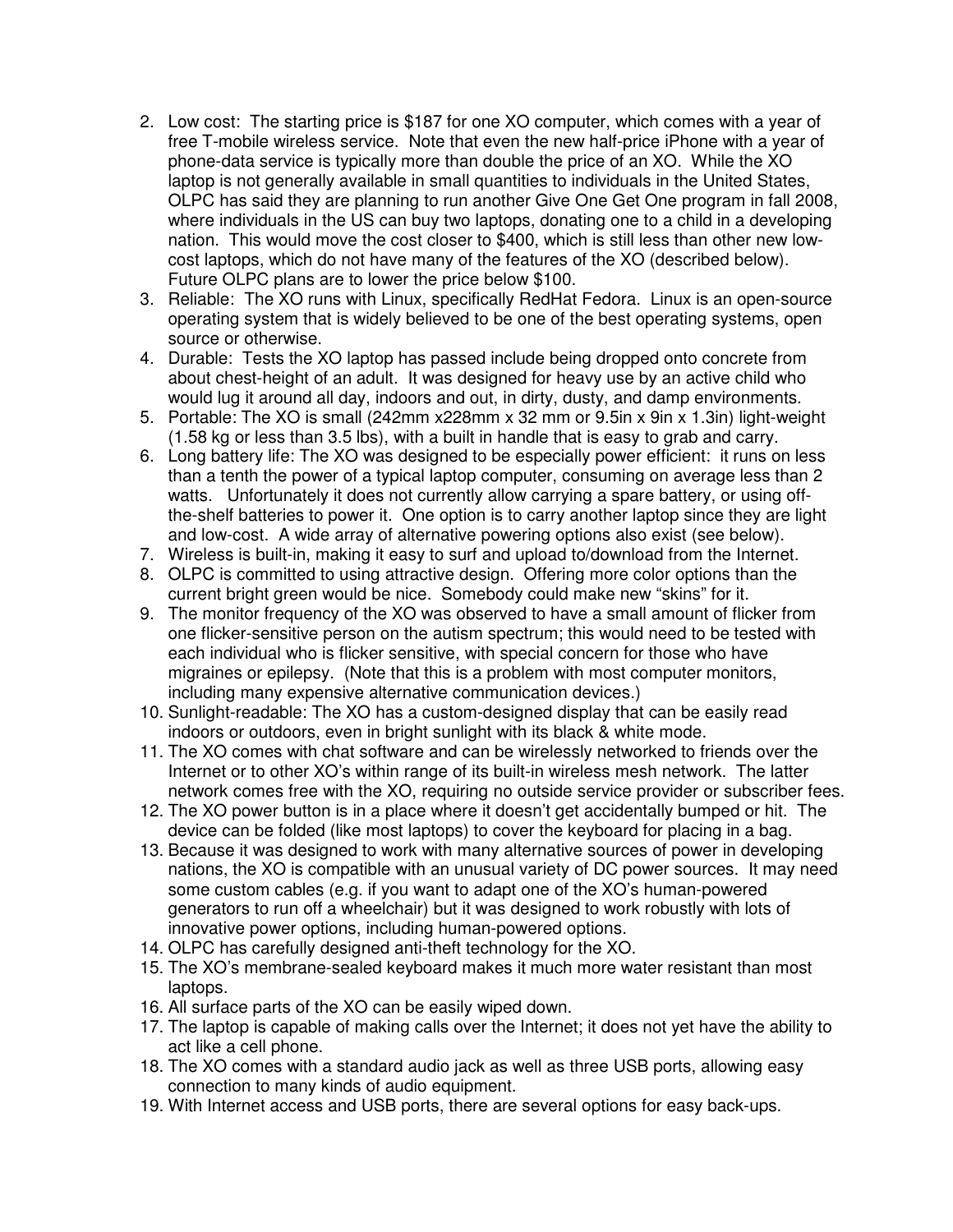2. Low cost: The starting price is $187 for one XO computer, which comes with a year of free T-mobile wireless service. Note that even the new half-price iPhone with a year of phone-data service is typically more than double the price of an XO. While the XO laptop is not generally available in small quantities to individuals in the United States, OLPC has said they are planning to run another Give One Get One program in fall 2008, where individuals in the US can buy two laptops, donating one to a child in a developing nation. This would move the cost closer to $400, which is still less than other new low-cost laptops, which do not have many of the features of the XO (described below). Future OLPC plans are to lower the price below $100.
3. Reliable: The XO runs with Linux, specifically RedHat Fedora. Linux is an open-source operating system that is widely believed to be one of the best operating systems, open source or otherwise.
4. Durable: Tests the XO laptop has passed include being dropped onto concrete from about chest-height of an adult. It was designed for heavy use by an active child who would lug it around all day, indoors and out, in dirty, dusty, and damp environments.
5. Portable: The XO is small (242mm x228mm x 32 mm or 9.5in x 9in x 1.3in) light-weight (1.58 kg or less than 3.5 lbs), with a built in handle that is easy to grab and carry.
6. Long battery life: The XO was designed to be especially power efficient: it runs on less than a tenth the power of a typical laptop computer, consuming on average less than 2 watts. Unfortunately it does not currently allow carrying a spare battery, or using off-the-shelf batteries to power it. One option is to carry another laptop since they are light and low-cost. A wide array of alternative powering options also exist (see below).
7. Wireless is built-in, making it easy to surf and upload to/download from the Internet.
8. OLPC is committed to using attractive design. Offering more color options than the current bright green would be nice. Somebody could make new "skins" for it.
9. The monitor frequency of the XO was observed to have a small amount of flicker from one flicker-sensitive person on the autism spectrum; this would need to be tested with each individual who is flicker sensitive, with special concern for those who have migraines or epilepsy. (Note that this is a problem with most computer monitors, including many expensive alternative communication devices.)
10. Sunlight-readable: The XO has a custom-designed display that can be easily read indoors or outdoors, even in bright sunlight with its black & white mode.
11. The XO comes with chat software and can be wirelessly networked to friends over the Internet or to other XO's within range of its built-in wireless mesh network. The latter network comes free with the XO, requiring no outside service provider or subscriber fees.
12. The XO power button is in a place where it doesn't get accidentally bumped or hit. The device can be folded (like most laptops) to cover the keyboard for placing in a bag.
13. Because it was designed to work with many alternative sources of power in developing nations, the XO is compatible with an unusual variety of DC power sources. It may need some custom cables (e.g. if you want to adapt one of the XO's human-powered generators to run off a wheelchair) but it was designed to work robustly with lots of innovative power options, including human-powered options.
14. OLPC has carefully designed anti-theft technology for the XO.
15. The XO's membrane-sealed keyboard makes it much more water resistant than most laptops.
16. All surface parts of the XO can be easily wiped down.
17. The laptop is capable of making calls over the Internet; it does not yet have the ability to act like a cell phone.
18. The XO comes with a standard audio jack as well as three USB ports, allowing easy connection to many kinds of audio equipment.
19. With Internet access and USB ports, there are several options for easy back-ups.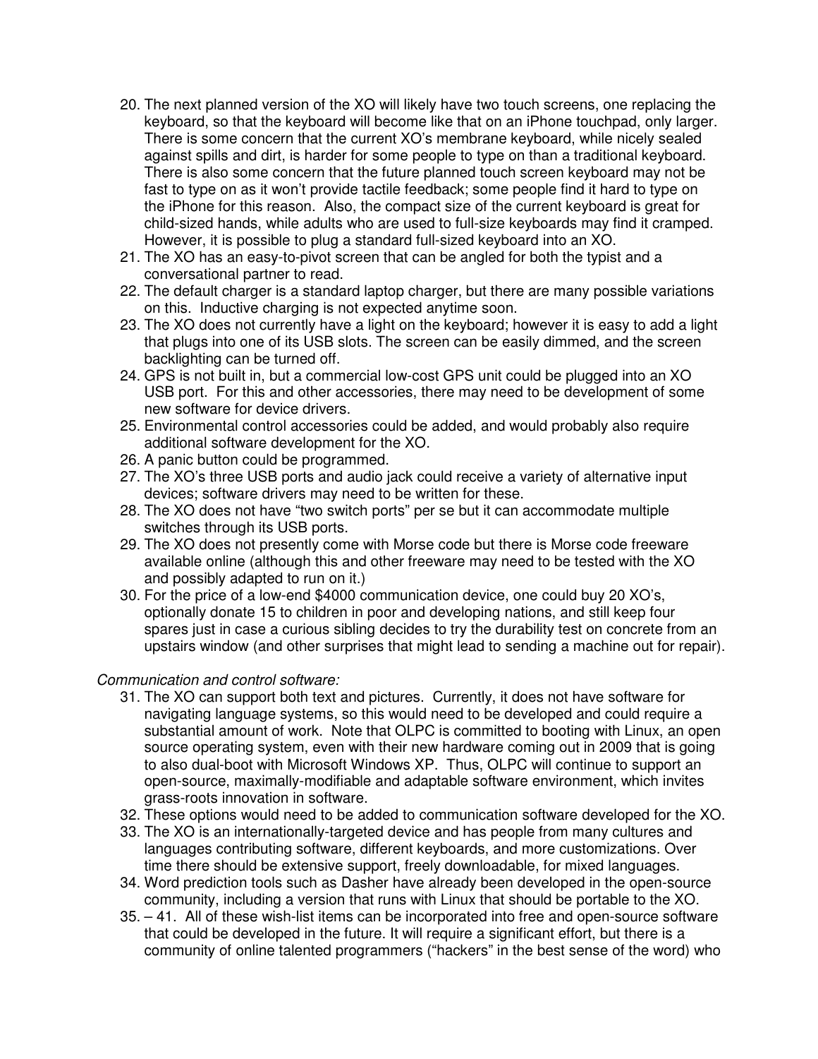20. The next planned version of the XO will likely have two touch screens, one replacing the keyboard, so that the keyboard will become like that on an iPhone touchpad, only larger. There is some concern that the current XO's membrane keyboard, while nicely sealed against spills and dirt, is harder for some people to type on than a traditional keyboard. There is also some concern that the future planned touch screen keyboard may not be fast to type on as it won't provide tactile feedback; some people find it hard to type on the iPhone for this reason. Also, the compact size of the current keyboard is great for child-sized hands, while adults who are used to full-size keyboards may find it cramped. However, it is possible to plug a standard full-sized keyboard into an XO.
21. The XO has an easy-to-pivot screen that can be angled for both the typist and a conversational partner to read.
22. The default charger is a standard laptop charger, but there are many possible variations on this. Inductive charging is not expected anytime soon.
23. The XO does not currently have a light on the keyboard; however it is easy to add a light that plugs into one of its USB slots. The screen can be easily dimmed, and the screen backlighting can be turned off.
24. GPS is not built in, but a commercial low-cost GPS unit could be plugged into an XO USB port. For this and other accessories, there may need to be development of some new software for device drivers.
25. Environmental control accessories could be added, and would probably also require additional software development for the XO.
26. A panic button could be programmed.
27. The XO's three USB ports and audio jack could receive a variety of alternative input devices; software drivers may need to be written for these.
28. The XO does not have "two switch ports" per se but it can accommodate multiple switches through its USB ports.
29. The XO does not presently come with Morse code but there is Morse code freeware available online (although this and other freeware may need to be tested with the XO and possibly adapted to run on it.)
30. For the price of a low-end $4000 communication device, one could buy 20 XO's, optionally donate 15 to children in poor and developing nations, and still keep four spares just in case a curious sibling decides to try the durability test on concrete from an upstairs window (and other surprises that might lead to sending a machine out for repair).

*Communication and control software:*

31. The XO can support both text and pictures. Currently, it does not have software for navigating language systems, so this would need to be developed and could require a substantial amount of work. Note that OLPC is committed to booting with Linux, an open source operating system, even with their new hardware coming out in 2009 that is going to also dual-boot with Microsoft Windows XP. Thus, OLPC will continue to support an open-source, maximally-modifiable and adaptable software environment, which invites grass-roots innovation in software.
32. These options would need to be added to communication software developed for the XO.
33. The XO is an internationally-targeted device and has people from many cultures and languages contributing software, different keyboards, and more customizations. Over time there should be extensive support, freely downloadable, for mixed languages.
34. Word prediction tools such as Dasher have already been developed in the open-source community, including a version that runs with Linux that should be portable to the XO.
35. – 41. All of these wish-list items can be incorporated into free and open-source software that could be developed in the future. It will require a significant effort, but there is a community of online talented programmers ("hackers" in the best sense of the word) who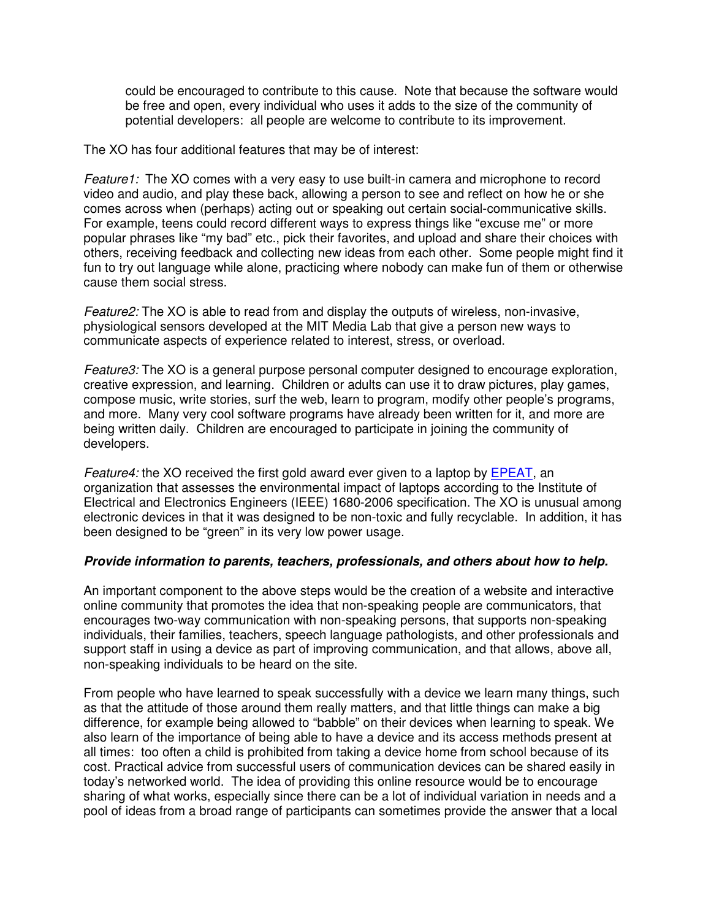could be encouraged to contribute to this cause. Note that because the software would be free and open, every individual who uses it adds to the size of the community of potential developers: all people are welcome to contribute to its improvement.

The XO has four additional features that may be of interest:

*Feature1:* The XO comes with a very easy to use built-in camera and microphone to record video and audio, and play these back, allowing a person to see and reflect on how he or she comes across when (perhaps) acting out or speaking out certain social-communicative skills. For example, teens could record different ways to express things like "excuse me" or more popular phrases like "my bad" etc., pick their favorites, and upload and share their choices with others, receiving feedback and collecting new ideas from each other. Some people might find it fun to try out language while alone, practicing where nobody can make fun of them or otherwise cause them social stress.

*Feature2:* The XO is able to read from and display the outputs of wireless, non-invasive, physiological sensors developed at the MIT Media Lab that give a person new ways to communicate aspects of experience related to interest, stress, or overload.

*Feature3:* The XO is a general purpose personal computer designed to encourage exploration, creative expression, and learning. Children or adults can use it to draw pictures, play games, compose music, write stories, surf the web, learn to program, modify other people's programs, and more. Many very cool software programs have already been written for it, and more are being written daily. Children are encouraged to participate in joining the community of developers.

*Feature4:* the XO received the first gold award ever given to a laptop by EPEAT, an organization that assesses the environmental impact of laptops according to the Institute of Electrical and Electronics Engineers (IEEE) 1680-2006 specification. The XO is unusual among electronic devices in that it was designed to be non-toxic and fully recyclable. In addition, it has been designed to be "green" in its very low power usage.

***Provide information to parents, teachers, professionals, and others about how to help.***

An important component to the above steps would be the creation of a website and interactive online community that promotes the idea that non-speaking people are communicators, that encourages two-way communication with non-speaking persons, that supports non-speaking individuals, their families, teachers, speech language pathologists, and other professionals and support staff in using a device as part of improving communication, and that allows, above all, non-speaking individuals to be heard on the site.

From people who have learned to speak successfully with a device we learn many things, such as that the attitude of those around them really matters, and that little things can make a big difference, for example being allowed to "babble" on their devices when learning to speak. We also learn of the importance of being able to have a device and its access methods present at all times: too often a child is prohibited from taking a device home from school because of its cost. Practical advice from successful users of communication devices can be shared easily in today's networked world. The idea of providing this online resource would be to encourage sharing of what works, especially since there can be a lot of individual variation in needs and a pool of ideas from a broad range of participants can sometimes provide the answer that a local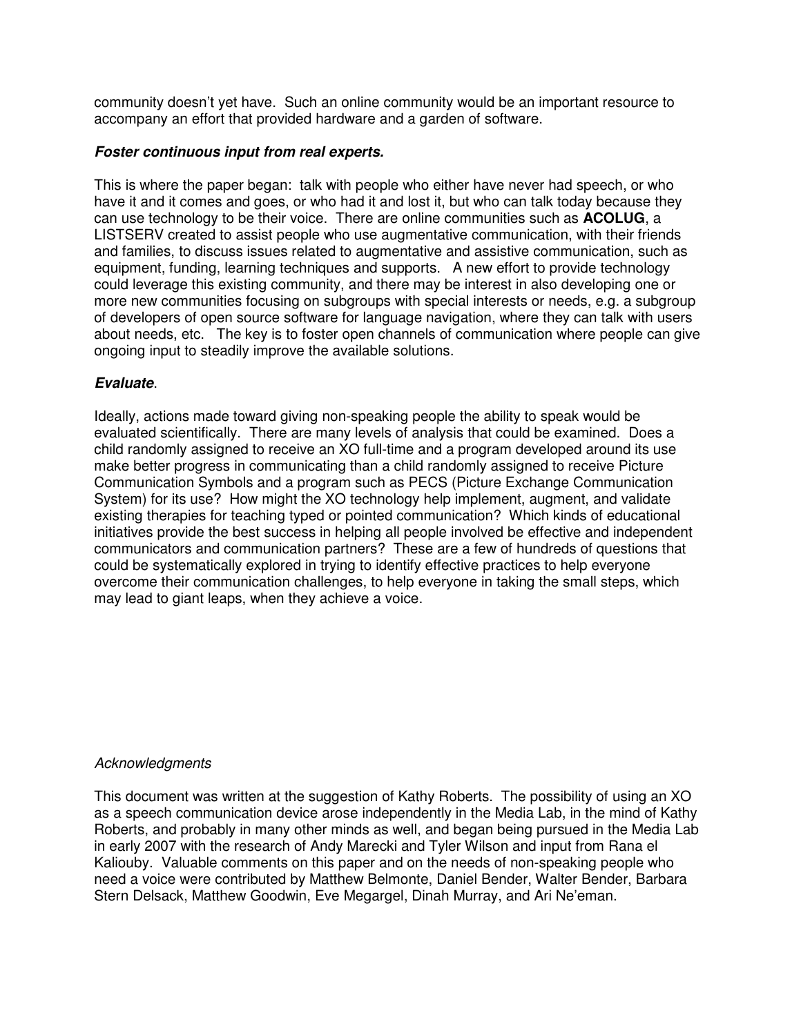community doesn't yet have. Such an online community would be an important resource to accompany an effort that provided hardware and a garden of software.

***Foster continuous input from real experts.***

This is where the paper began: talk with people who either have never had speech, or who have it and it comes and goes, or who had it and lost it, but who can talk today because they can use technology to be their voice. There are online communities such as **ACOLUG**, a LISTSERV created to assist people who use augmentative communication, with their friends and families, to discuss issues related to augmentative and assistive communication, such as equipment, funding, learning techniques and supports. A new effort to provide technology could leverage this existing community, and there may be interest in also developing one or more new communities focusing on subgroups with special interests or needs, e.g. a subgroup of developers of open source software for language navigation, where they can talk with users about needs, etc. The key is to foster open channels of communication where people can give ongoing input to steadily improve the available solutions.

***Evaluate*.**

Ideally, actions made toward giving non-speaking people the ability to speak would be evaluated scientifically. There are many levels of analysis that could be examined. Does a child randomly assigned to receive an XO full-time and a program developed around its use make better progress in communicating than a child randomly assigned to receive Picture Communication Symbols and a program such as PECS (Picture Exchange Communication System) for its use? How might the XO technology help implement, augment, and validate existing therapies for teaching typed or pointed communication? Which kinds of educational initiatives provide the best success in helping all people involved be effective and independent communicators and communication partners? These are a few of hundreds of questions that could be systematically explored in trying to identify effective practices to help everyone overcome their communication challenges, to help everyone in taking the small steps, which may lead to giant leaps, when they achieve a voice.

*Acknowledgments*

This document was written at the suggestion of Kathy Roberts. The possibility of using an XO as a speech communication device arose independently in the Media Lab, in the mind of Kathy Roberts, and probably in many other minds as well, and began being pursued in the Media Lab in early 2007 with the research of Andy Marecki and Tyler Wilson and input from Rana el Kaliouby. Valuable comments on this paper and on the needs of non-speaking people who need a voice were contributed by Matthew Belmonte, Daniel Bender, Walter Bender, Barbara Stern Delsack, Matthew Goodwin, Eve Megargel, Dinah Murray, and Ari Ne'eman.